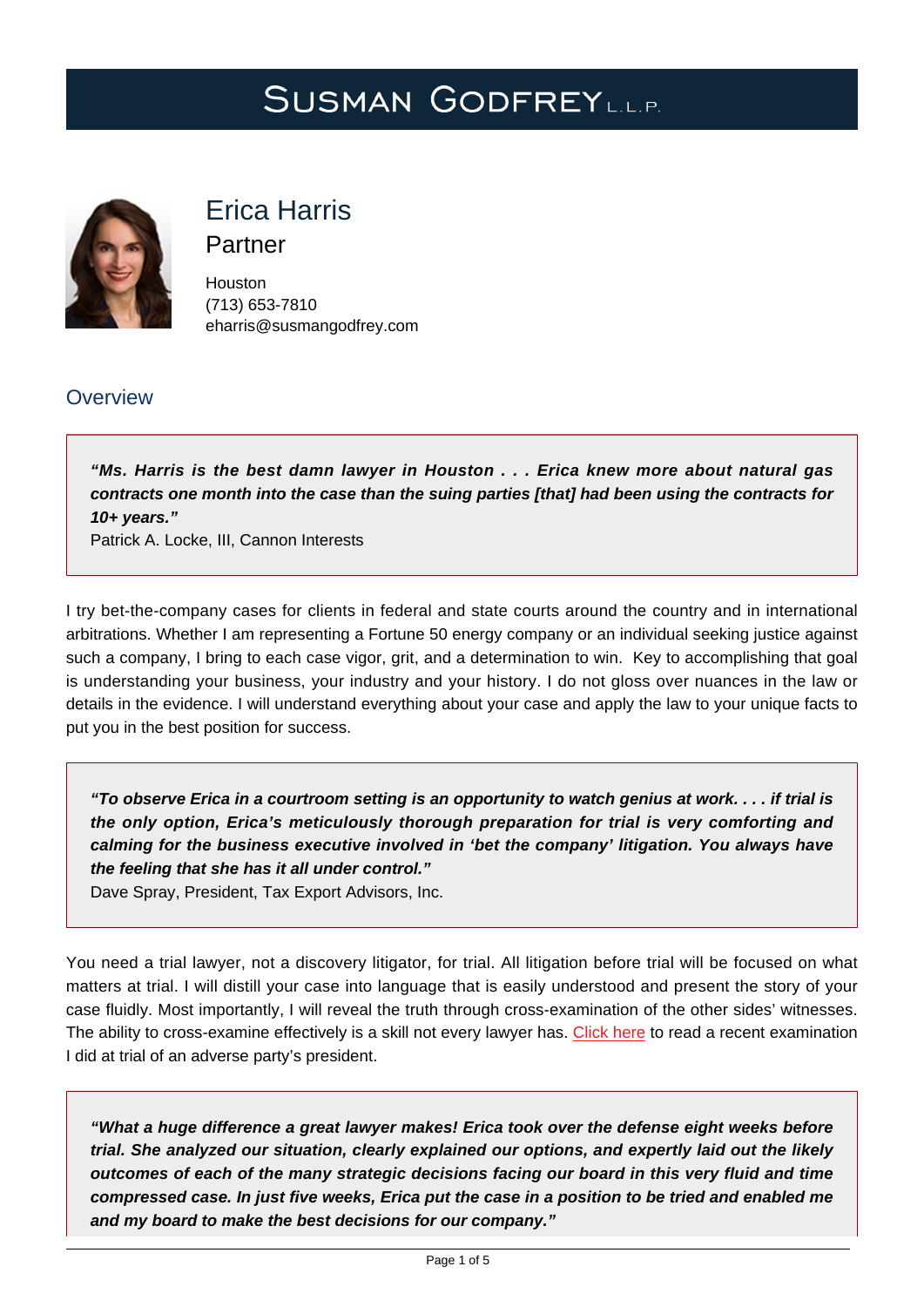# Susman Godfrey L.L.P.

## Erica Harris

### Partner

Houston
(713) 653-7810
eharris@susmangodfrey.com

## Overview

> ***"Ms. Harris is the best damn lawyer in Houston . . . Erica knew more about natural gas contracts one month into the case than the suing parties [that] had been using the contracts for 10+ years."***
> Patrick A. Locke, III, Cannon Interests

I try bet-the-company cases for clients in federal and state courts around the country and in international arbitrations. Whether I am representing a Fortune 50 energy company or an individual seeking justice against such a company, I bring to each case vigor, grit, and a determination to win. Key to accomplishing that goal is understanding your business, your industry and your history. I do not gloss over nuances in the law or details in the evidence. I will understand everything about your case and apply the law to your unique facts to put you in the best position for success.

> ***"To observe Erica in a courtroom setting is an opportunity to watch genius at work. . . . if trial is the only option, Erica's meticulously thorough preparation for trial is very comforting and calming for the business executive involved in 'bet the company' litigation. You always have the feeling that she has it all under control."***
> Dave Spray, President, Tax Export Advisors, Inc.

You need a trial lawyer, not a discovery litigator, for trial. All litigation before trial will be focused on what matters at trial. I will distill your case into language that is easily understood and present the story of your case fluidly. Most importantly, I will reveal the truth through cross-examination of the other sides' witnesses. The ability to cross-examine effectively is a skill not every lawyer has. Click here to read a recent examination I did at trial of an adverse party's president.

> ***"What a huge difference a great lawyer makes! Erica took over the defense eight weeks before trial. She analyzed our situation, clearly explained our options, and expertly laid out the likely outcomes of each of the many strategic decisions facing our board in this very fluid and time compressed case. In just five weeks, Erica put the case in a position to be tried and enabled me and my board to make the best decisions for our company."***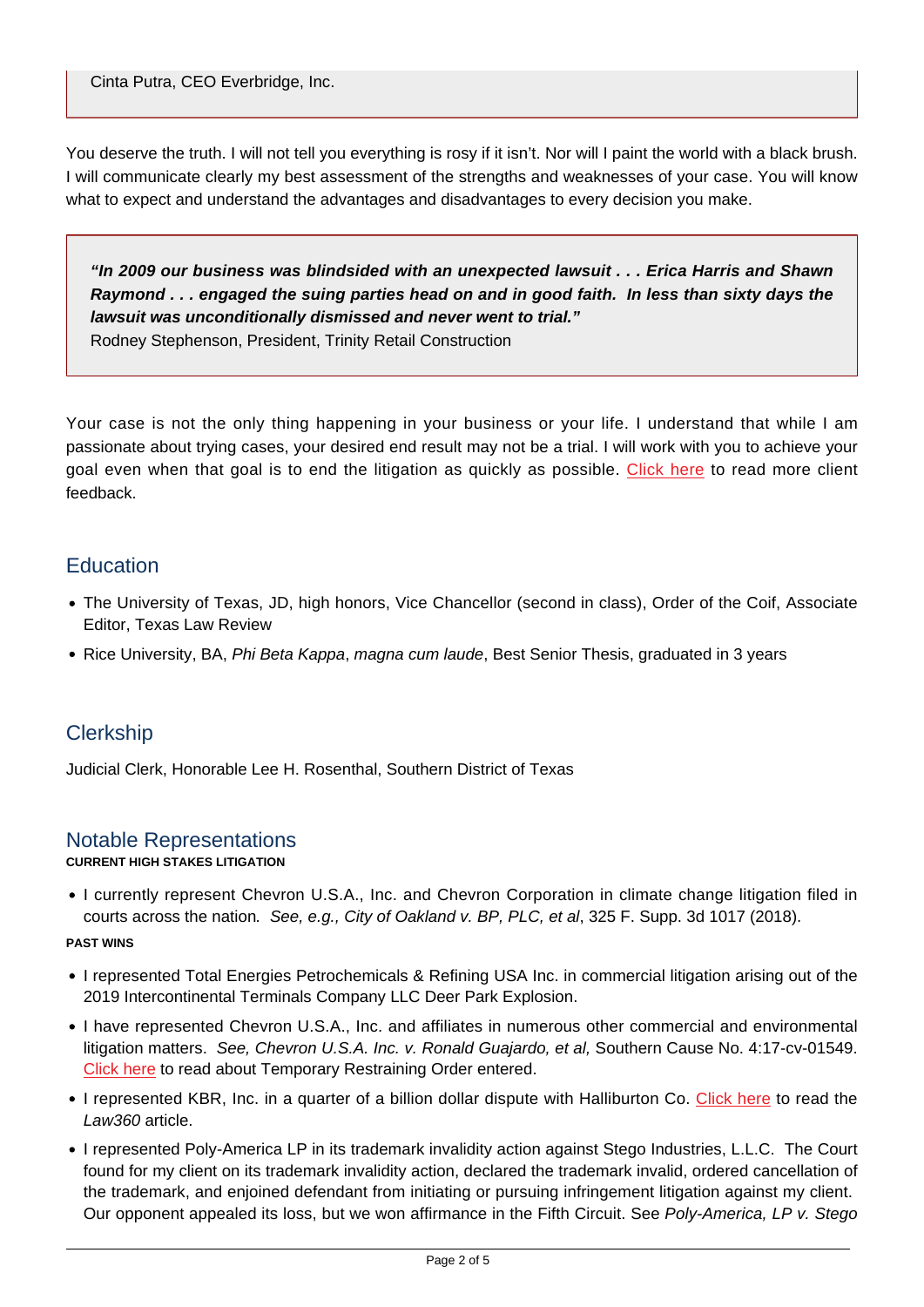Cinta Putra, CEO Everbridge, Inc.

You deserve the truth. I will not tell you everything is rosy if it isn't. Nor will I paint the world with a black brush. I will communicate clearly my best assessment of the strengths and weaknesses of your case. You will know what to expect and understand the advantages and disadvantages to every decision you make.

> ***"In 2009 our business was blindsided with an unexpected lawsuit . . . Erica Harris and Shawn Raymond . . . engaged the suing parties head on and in good faith. In less than sixty days the lawsuit was unconditionally dismissed and never went to trial."***
> Rodney Stephenson, President, Trinity Retail Construction

Your case is not the only thing happening in your business or your life. I understand that while I am passionate about trying cases, your desired end result may not be a trial. I will work with you to achieve your goal even when that goal is to end the litigation as quickly as possible. Click here to read more client feedback.

## Education

- The University of Texas, JD, high honors, Vice Chancellor (second in class), Order of the Coif, Associate Editor, Texas Law Review
- Rice University, BA, *Phi Beta Kappa*, *magna cum laude*, Best Senior Thesis, graduated in 3 years

## Clerkship

Judicial Clerk, Honorable Lee H. Rosenthal, Southern District of Texas

## Notable Representations

**CURRENT HIGH STAKES LITIGATION**

- I currently represent Chevron U.S.A., Inc. and Chevron Corporation in climate change litigation filed in courts across the nation. *See, e.g., City of Oakland v. BP, PLC, et al*, 325 F. Supp. 3d 1017 (2018).

**PAST WINS**

- I represented Total Energies Petrochemicals & Refining USA Inc. in commercial litigation arising out of the 2019 Intercontinental Terminals Company LLC Deer Park Explosion.
- I have represented Chevron U.S.A., Inc. and affiliates in numerous other commercial and environmental litigation matters. *See, Chevron U.S.A. Inc. v. Ronald Guajardo, et al,* Southern Cause No. 4:17-cv-01549. Click here to read about Temporary Restraining Order entered.
- I represented KBR, Inc. in a quarter of a billion dollar dispute with Halliburton Co. Click here to read the *Law360* article.
- I represented Poly-America LP in its trademark invalidity action against Stego Industries, L.L.C. The Court found for my client on its trademark invalidity action, declared the trademark invalid, ordered cancellation of the trademark, and enjoined defendant from initiating or pursuing infringement litigation against my client. Our opponent appealed its loss, but we won affirmance in the Fifth Circuit. See *Poly-America, LP v. Stego*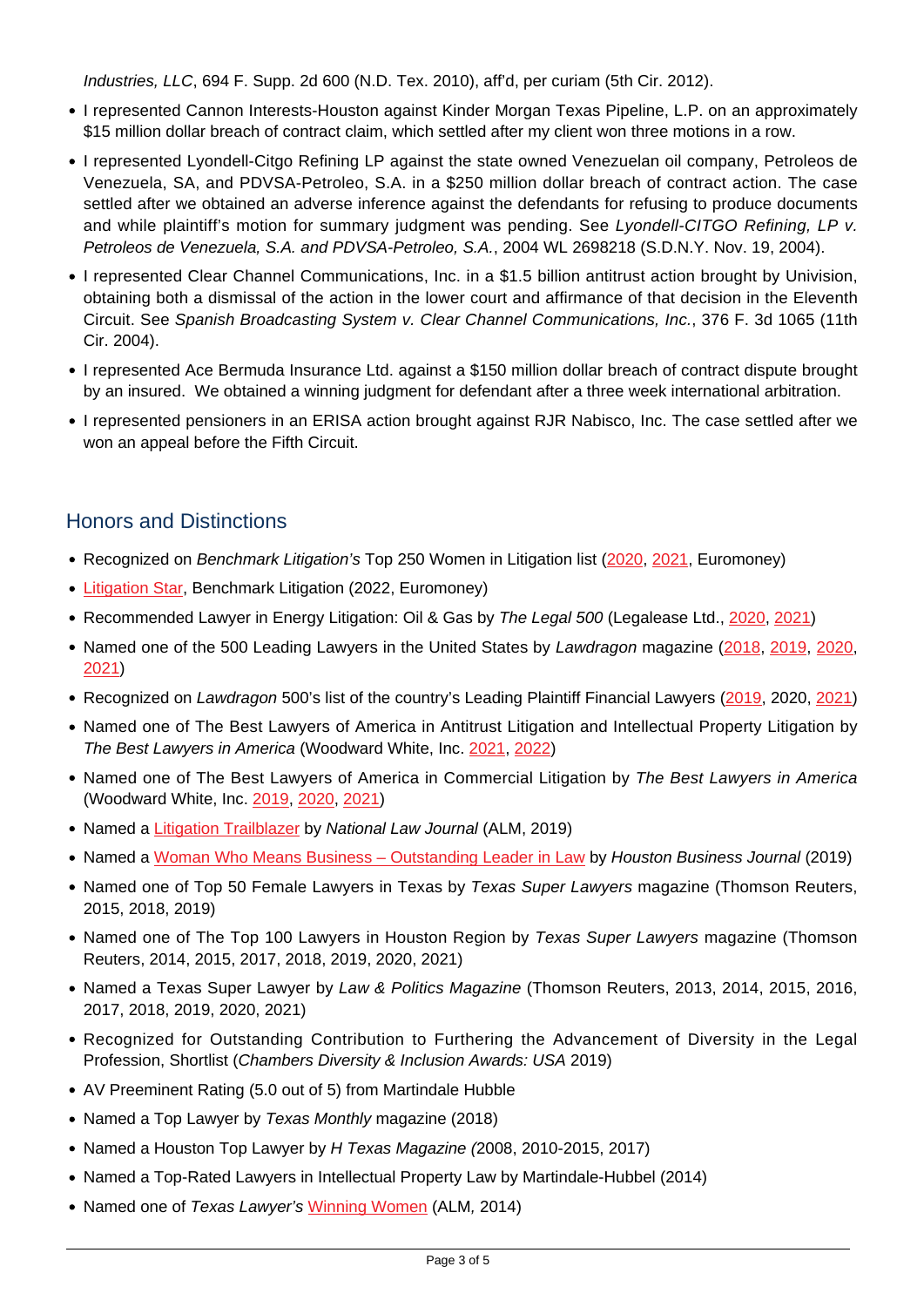*Industries, LLC*, 694 F. Supp. 2d 600 (N.D. Tex. 2010), aff'd, per curiam (5th Cir. 2012).

- I represented Cannon Interests-Houston against Kinder Morgan Texas Pipeline, L.P. on an approximately $15 million dollar breach of contract claim, which settled after my client won three motions in a row.
- I represented Lyondell-Citgo Refining LP against the state owned Venezuelan oil company, Petroleos de Venezuela, SA, and PDVSA-Petroleo, S.A. in a $250 million dollar breach of contract action. The case settled after we obtained an adverse inference against the defendants for refusing to produce documents and while plaintiff's motion for summary judgment was pending. See *Lyondell-CITGO Refining, LP v. Petroleos de Venezuela, S.A. and PDVSA-Petroleo, S.A.*, 2004 WL 2698218 (S.D.N.Y. Nov. 19, 2004).
- I represented Clear Channel Communications, Inc. in a $1.5 billion antitrust action brought by Univision, obtaining both a dismissal of the action in the lower court and affirmance of that decision in the Eleventh Circuit. See *Spanish Broadcasting System v. Clear Channel Communications, Inc.*, 376 F. 3d 1065 (11th Cir. 2004).
- I represented Ace Bermuda Insurance Ltd. against a $150 million dollar breach of contract dispute brought by an insured. We obtained a winning judgment for defendant after a three week international arbitration.
- I represented pensioners in an ERISA action brought against RJR Nabisco, Inc. The case settled after we won an appeal before the Fifth Circuit.

## Honors and Distinctions

- Recognized on *Benchmark Litigation's* Top 250 Women in Litigation list (2020, 2021, Euromoney)
- Litigation Star, Benchmark Litigation (2022, Euromoney)
- Recommended Lawyer in Energy Litigation: Oil & Gas by *The Legal 500* (Legalease Ltd., 2020, 2021)
- Named one of the 500 Leading Lawyers in the United States by *Lawdragon* magazine (2018, 2019, 2020, 2021)
- Recognized on *Lawdragon* 500's list of the country's Leading Plaintiff Financial Lawyers (2019, 2020, 2021)
- Named one of The Best Lawyers of America in Antitrust Litigation and Intellectual Property Litigation by *The Best Lawyers in America* (Woodward White, Inc. 2021, 2022)
- Named one of The Best Lawyers of America in Commercial Litigation by *The Best Lawyers in America* (Woodward White, Inc. 2019, 2020, 2021)
- Named a Litigation Trailblazer by *National Law Journal* (ALM, 2019)
- Named a Woman Who Means Business – Outstanding Leader in Law by *Houston Business Journal* (2019)
- Named one of Top 50 Female Lawyers in Texas by *Texas Super Lawyers* magazine (Thomson Reuters, 2015, 2018, 2019)
- Named one of The Top 100 Lawyers in Houston Region by *Texas Super Lawyers* magazine (Thomson Reuters, 2014, 2015, 2017, 2018, 2019, 2020, 2021)
- Named a Texas Super Lawyer by *Law & Politics Magazine* (Thomson Reuters, 2013, 2014, 2015, 2016, 2017, 2018, 2019, 2020, 2021)
- Recognized for Outstanding Contribution to Furthering the Advancement of Diversity in the Legal Profession, Shortlist (*Chambers Diversity & Inclusion Awards: USA* 2019)
- AV Preeminent Rating (5.0 out of 5) from Martindale Hubble
- Named a Top Lawyer by *Texas Monthly* magazine (2018)
- Named a Houston Top Lawyer by *H Texas Magazine (*2008, 2010-2015, 2017)
- Named a Top-Rated Lawyers in Intellectual Property Law by Martindale-Hubbel (2014)
- Named one of *Texas Lawyer's* Winning Women (ALM*,* 2014)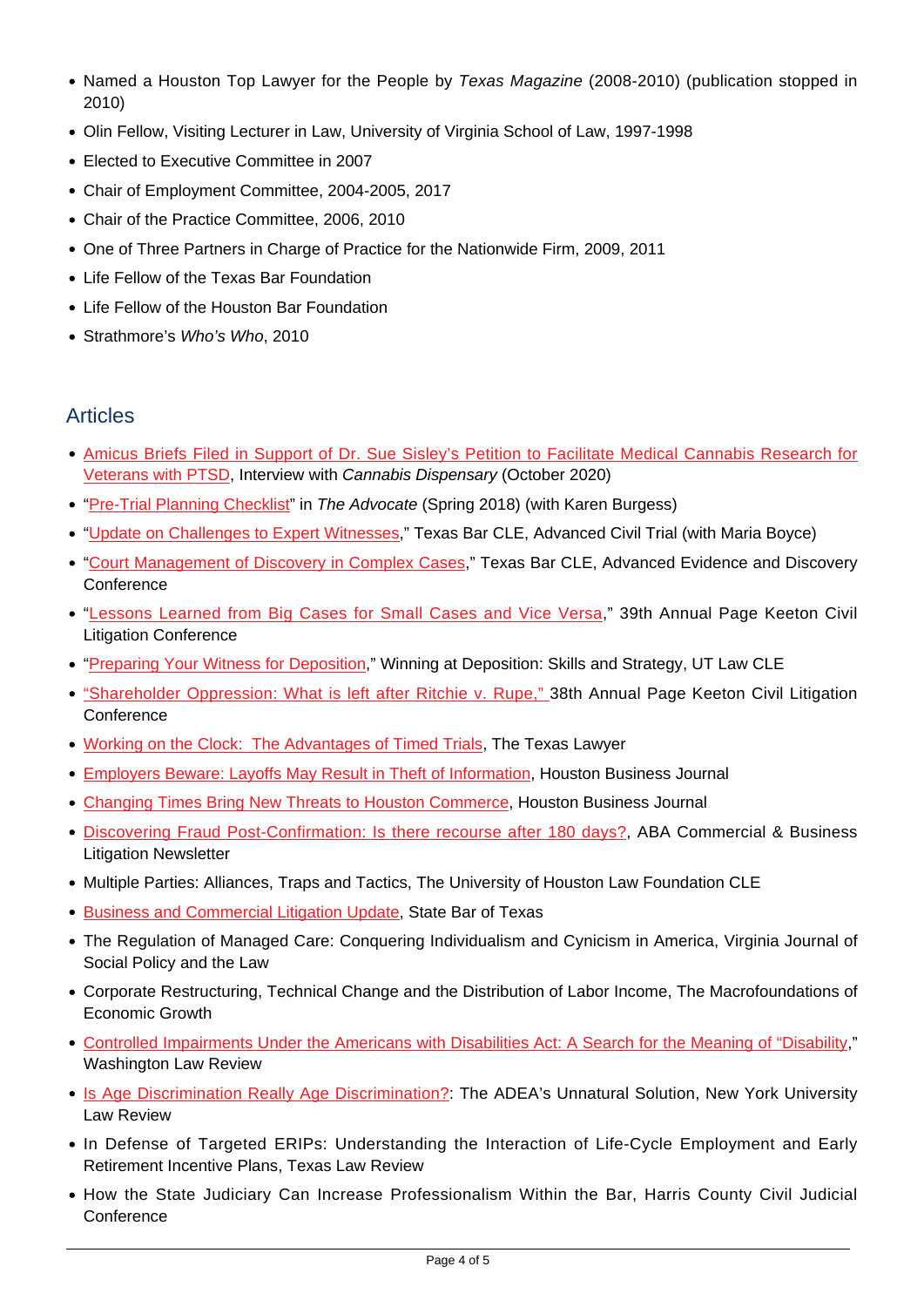- Named a Houston Top Lawyer for the People by *Texas Magazine* (2008-2010) (publication stopped in 2010)
- Olin Fellow, Visiting Lecturer in Law, University of Virginia School of Law, 1997-1998
- Elected to Executive Committee in 2007
- Chair of Employment Committee, 2004-2005, 2017
- Chair of the Practice Committee, 2006, 2010
- One of Three Partners in Charge of Practice for the Nationwide Firm, 2009, 2011
- Life Fellow of the Texas Bar Foundation
- Life Fellow of the Houston Bar Foundation
- Strathmore's *Who's Who*, 2010

## Articles

- Amicus Briefs Filed in Support of Dr. Sue Sisley's Petition to Facilitate Medical Cannabis Research for Veterans with PTSD, Interview with *Cannabis Dispensary* (October 2020)
- "Pre-Trial Planning Checklist" in *The Advocate* (Spring 2018) (with Karen Burgess)
- "Update on Challenges to Expert Witnesses," Texas Bar CLE, Advanced Civil Trial (with Maria Boyce)
- "Court Management of Discovery in Complex Cases," Texas Bar CLE, Advanced Evidence and Discovery Conference
- "Lessons Learned from Big Cases for Small Cases and Vice Versa," 39th Annual Page Keeton Civil Litigation Conference
- "Preparing Your Witness for Deposition," Winning at Deposition: Skills and Strategy, UT Law CLE
- "Shareholder Oppression: What is left after Ritchie v. Rupe," 38th Annual Page Keeton Civil Litigation Conference
- Working on the Clock: The Advantages of Timed Trials, The Texas Lawyer
- Employers Beware: Layoffs May Result in Theft of Information, Houston Business Journal
- Changing Times Bring New Threats to Houston Commerce, Houston Business Journal
- Discovering Fraud Post-Confirmation: Is there recourse after 180 days?, ABA Commercial & Business Litigation Newsletter
- Multiple Parties: Alliances, Traps and Tactics, The University of Houston Law Foundation CLE
- Business and Commercial Litigation Update, State Bar of Texas
- The Regulation of Managed Care: Conquering Individualism and Cynicism in America, Virginia Journal of Social Policy and the Law
- Corporate Restructuring, Technical Change and the Distribution of Labor Income, The Macrofoundations of Economic Growth
- Controlled Impairments Under the Americans with Disabilities Act: A Search for the Meaning of "Disability," Washington Law Review
- Is Age Discrimination Really Age Discrimination?: The ADEA's Unnatural Solution, New York University Law Review
- In Defense of Targeted ERIPs: Understanding the Interaction of Life-Cycle Employment and Early Retirement Incentive Plans, Texas Law Review
- How the State Judiciary Can Increase Professionalism Within the Bar, Harris County Civil Judicial Conference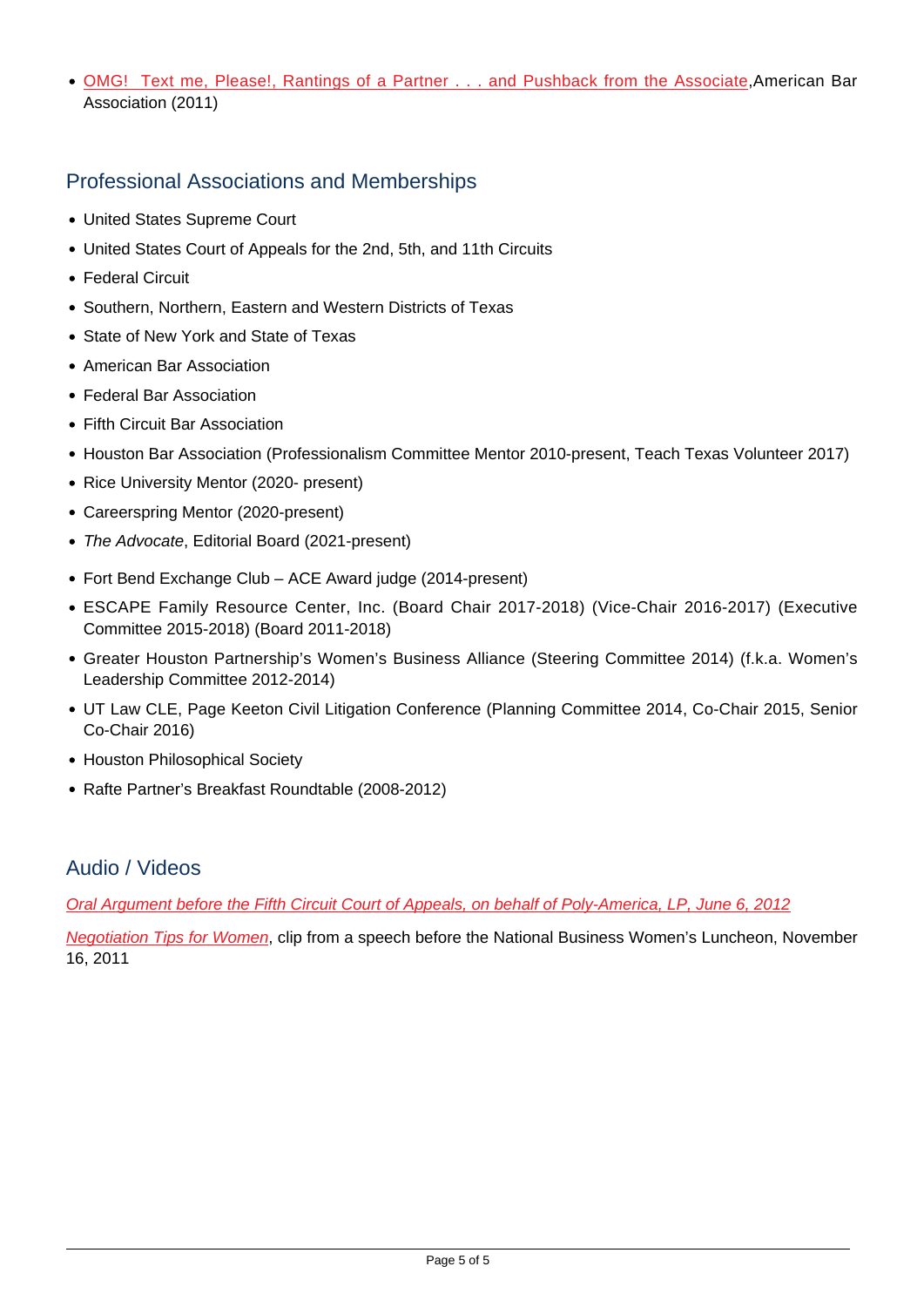- OMG!  Text me, Please!, Rantings of a Partner . . . and Pushback from the Associate,American Bar Association (2011)

## Professional Associations and Memberships

- United States Supreme Court
- United States Court of Appeals for the 2nd, 5th, and 11th Circuits
- Federal Circuit
- Southern, Northern, Eastern and Western Districts of Texas
- State of New York and State of Texas
- American Bar Association
- Federal Bar Association
- Fifth Circuit Bar Association
- Houston Bar Association (Professionalism Committee Mentor 2010-present, Teach Texas Volunteer 2017)
- Rice University Mentor (2020- present)
- Careerspring Mentor (2020-present)
- *The Advocate*, Editorial Board (2021-present)
- Fort Bend Exchange Club – ACE Award judge (2014-present)
- ESCAPE Family Resource Center, Inc. (Board Chair 2017-2018) (Vice-Chair 2016-2017) (Executive Committee 2015-2018) (Board 2011-2018)
- Greater Houston Partnership's Women's Business Alliance (Steering Committee 2014) (f.k.a. Women's Leadership Committee 2012-2014)
- UT Law CLE, Page Keeton Civil Litigation Conference (Planning Committee 2014, Co-Chair 2015, Senior Co-Chair 2016)
- Houston Philosophical Society
- Rafte Partner's Breakfast Roundtable (2008-2012)

## Audio / Videos

*Oral Argument before the Fifth Circuit Court of Appeals, on behalf of Poly-America, LP, June 6, 2012*

*Negotiation Tips for Women*, clip from a speech before the National Business Women's Luncheon, November 16, 2011